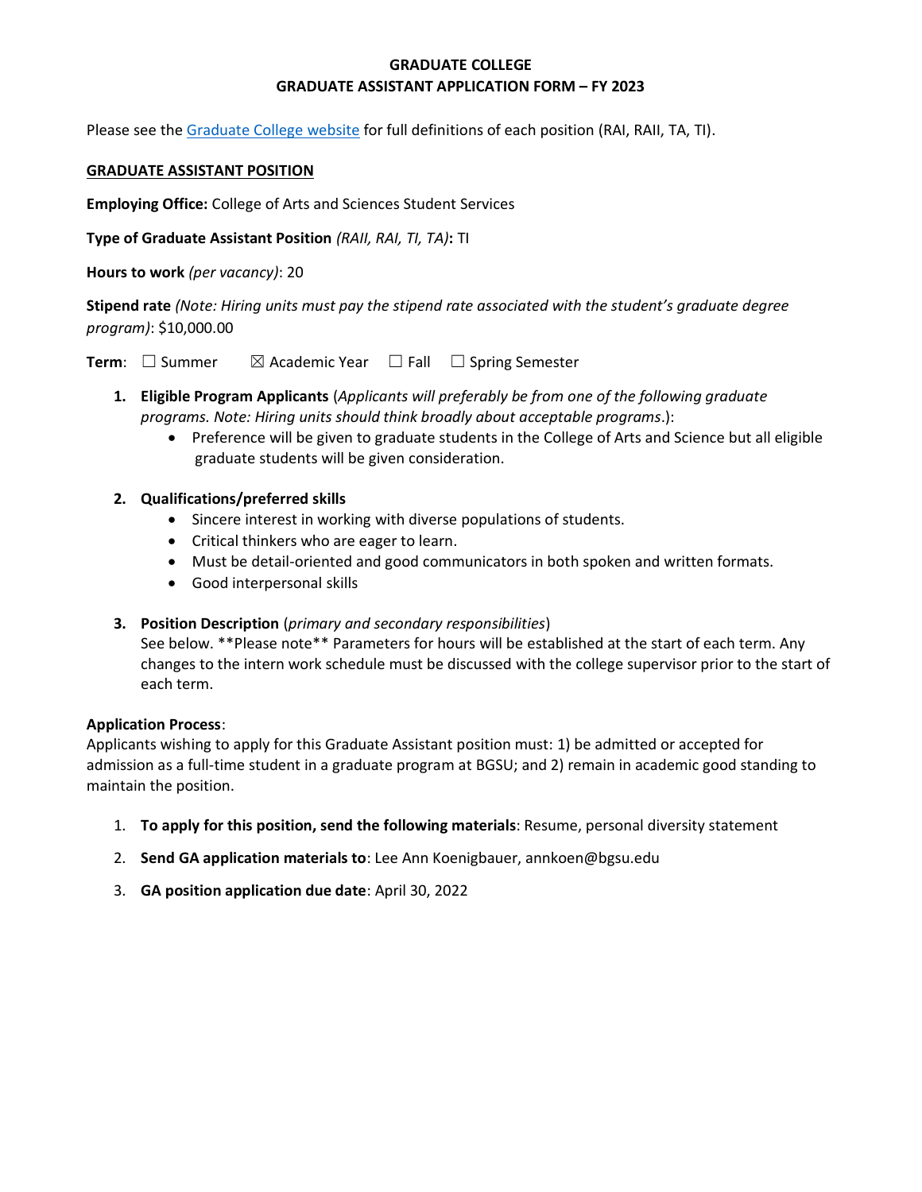# GRADUATE COLLEGE
## GRADUATE ASSISTANT APPLICATION FORM – FY 2023

Please see the [Graduate College website](#) for full definitions of each position (RAI, RAII, TA, TI).

**GRADUATE ASSISTANT POSITION**

**Employing Office:** College of Arts and Sciences Student Services

**Type of Graduate Assistant Position** *(RAII, RAI, TI, TA)***:** TI

**Hours to work** *(per vacancy)*: 20

**Stipend rate** *(Note: Hiring units must pay the stipend rate associated with the student's graduate degree program)*: $10,000.00

**Term**: ☐ Summer ☒ Academic Year ☐ Fall ☐ Spring Semester

1. **Eligible Program Applicants** (*Applicants will preferably be from one of the following graduate programs. Note: Hiring units should think broadly about acceptable programs*.):
   - Preference will be given to graduate students in the College of Arts and Science but all eligible graduate students will be given consideration.

2. **Qualifications/preferred skills**
   - Sincere interest in working with diverse populations of students.
   - Critical thinkers who are eager to learn.
   - Must be detail-oriented and good communicators in both spoken and written formats.
   - Good interpersonal skills

3. **Position Description** (*primary and secondary responsibilities*)
   See below. **Please note** Parameters for hours will be established at the start of each term. Any changes to the intern work schedule must be discussed with the college supervisor prior to the start of each term.

**Application Process**:
Applicants wishing to apply for this Graduate Assistant position must: 1) be admitted or accepted for admission as a full-time student in a graduate program at BGSU; and 2) remain in academic good standing to maintain the position.

1. **To apply for this position, send the following materials**: Resume, personal diversity statement
2. **Send GA application materials to**: Lee Ann Koenigbauer, annkoen@bgsu.edu
3. **GA position application due date**: April 30, 2022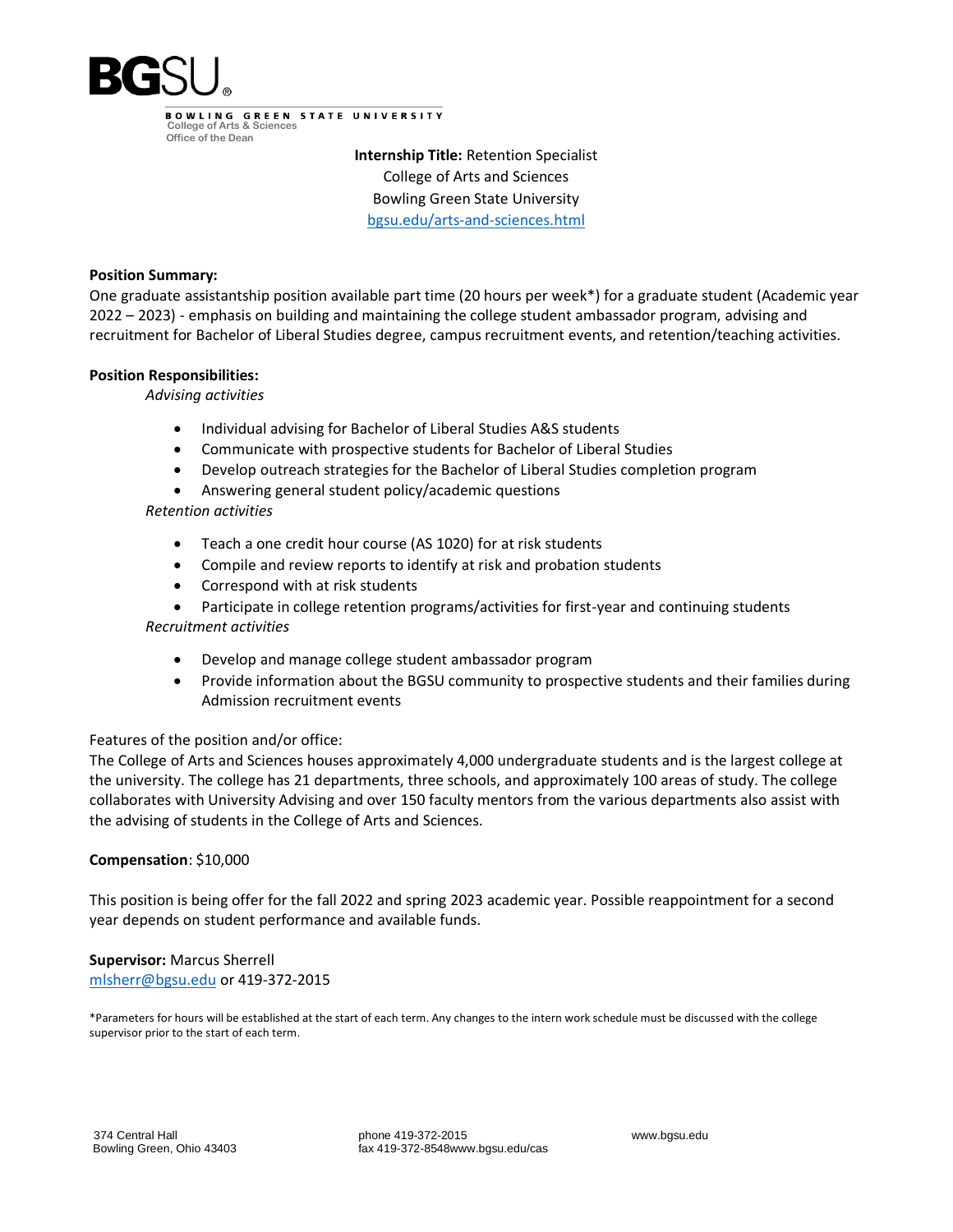BGSU®

BOWLING GREEN STATE UNIVERSITY
College of Arts & Sciences
Office of the Dean

**Internship Title:** Retention Specialist
College of Arts and Sciences
Bowling Green State University
[bgsu.edu/arts-and-sciences.html](bgsu.edu/arts-and-sciences.html)

**Position Summary:**
One graduate assistantship position available part time (20 hours per week*) for a graduate student (Academic year 2022 – 2023) - emphasis on building and maintaining the college student ambassador program, advising and recruitment for Bachelor of Liberal Studies degree, campus recruitment events, and retention/teaching activities.

**Position Responsibilities:**

*Advising activities*

- Individual advising for Bachelor of Liberal Studies A&S students
- Communicate with prospective students for Bachelor of Liberal Studies
- Develop outreach strategies for the Bachelor of Liberal Studies completion program
- Answering general student policy/academic questions

*Retention activities*

- Teach a one credit hour course (AS 1020) for at risk students
- Compile and review reports to identify at risk and probation students
- Correspond with at risk students
- Participate in college retention programs/activities for first-year and continuing students

*Recruitment activities*

- Develop and manage college student ambassador program
- Provide information about the BGSU community to prospective students and their families during Admission recruitment events

Features of the position and/or office:
The College of Arts and Sciences houses approximately 4,000 undergraduate students and is the largest college at the university. The college has 21 departments, three schools, and approximately 100 areas of study. The college collaborates with University Advising and over 150 faculty mentors from the various departments also assist with the advising of students in the College of Arts and Sciences.

**Compensation**: $10,000

This position is being offer for the fall 2022 and spring 2023 academic year. Possible reappointment for a second year depends on student performance and available funds.

**Supervisor:** Marcus Sherrell
[mlsherr@bgsu.edu](mailto:mlsherr@bgsu.edu) or 419-372-2015

*Parameters for hours will be established at the start of each term. Any changes to the intern work schedule must be discussed with the college supervisor prior to the start of each term.

374 Central Hall
Bowling Green, Ohio 43403

phone 419-372-2015
fax 419-372-8548www.bgsu.edu/cas

www.bgsu.edu